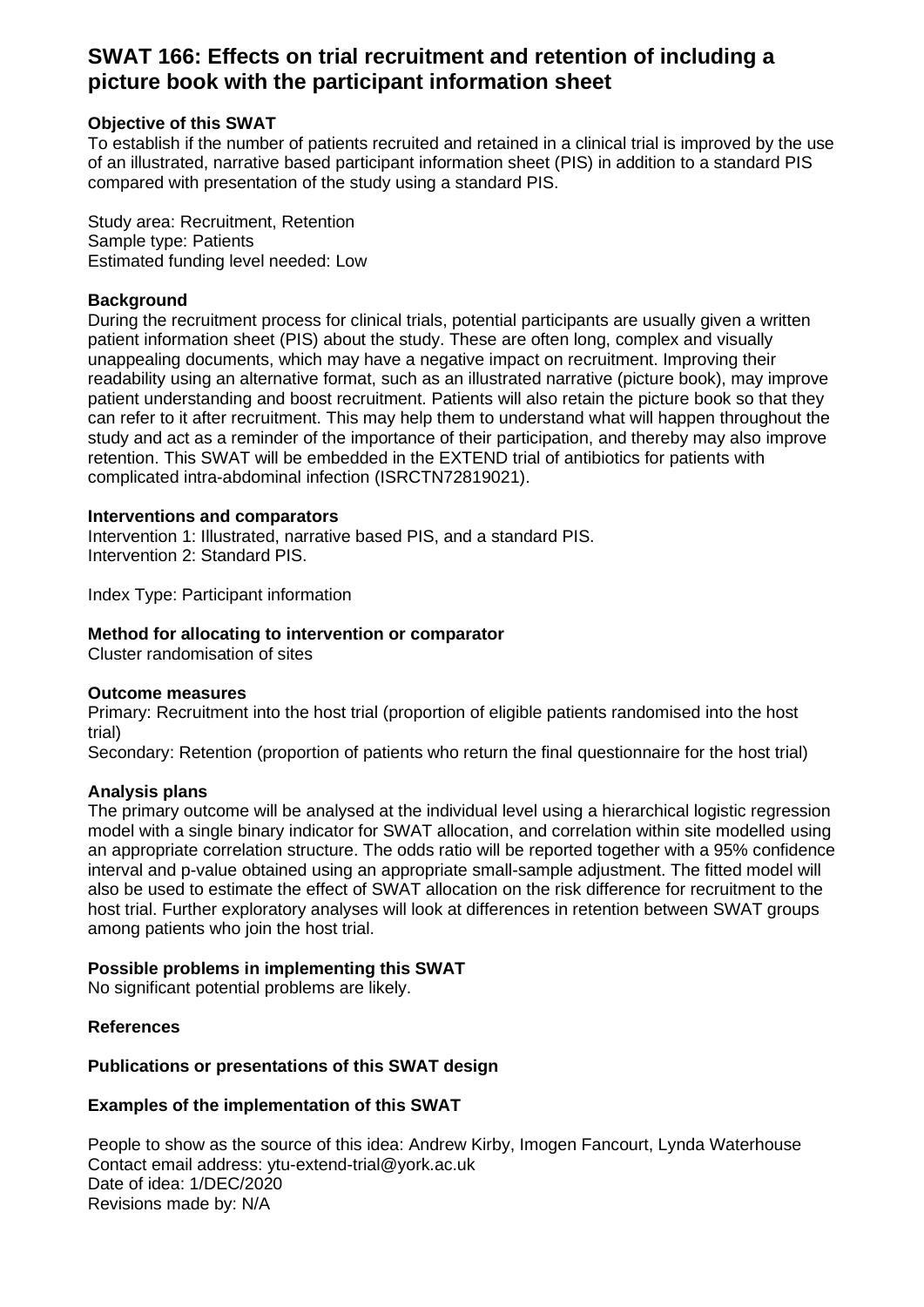# SWAT 166: Effects on trial recruitment and retention of including a picture book with the participant information sheet

### Objective of this SWAT

To establish if the number of patients recruited and retained in a clinical trial is improved by the use of an illustrated, narrative based participant information sheet (PIS) in addition to a standard PIS compared with presentation of the study using a standard PIS.

Study area: Recruitment, Retention
Sample type: Patients
Estimated funding level needed: Low

### Background

During the recruitment process for clinical trials, potential participants are usually given a written patient information sheet (PIS) about the study. These are often long, complex and visually unappealing documents, which may have a negative impact on recruitment. Improving their readability using an alternative format, such as an illustrated narrative (picture book), may improve patient understanding and boost recruitment. Patients will also retain the picture book so that they can refer to it after recruitment. This may help them to understand what will happen throughout the study and act as a reminder of the importance of their participation, and thereby may also improve retention. This SWAT will be embedded in the EXTEND trial of antibiotics for patients with complicated intra-abdominal infection (ISRCTN72819021).

### Interventions and comparators

Intervention 1: Illustrated, narrative based PIS, and a standard PIS.
Intervention 2: Standard PIS.

Index Type: Participant information

### Method for allocating to intervention or comparator

Cluster randomisation of sites

### Outcome measures

Primary: Recruitment into the host trial (proportion of eligible patients randomised into the host trial)
Secondary: Retention (proportion of patients who return the final questionnaire for the host trial)

### Analysis plans

The primary outcome will be analysed at the individual level using a hierarchical logistic regression model with a single binary indicator for SWAT allocation, and correlation within site modelled using an appropriate correlation structure. The odds ratio will be reported together with a 95% confidence interval and p-value obtained using an appropriate small-sample adjustment. The fitted model will also be used to estimate the effect of SWAT allocation on the risk difference for recruitment to the host trial. Further exploratory analyses will look at differences in retention between SWAT groups among patients who join the host trial.

### Possible problems in implementing this SWAT

No significant potential problems are likely.

### References

### Publications or presentations of this SWAT design

### Examples of the implementation of this SWAT

People to show as the source of this idea: Andrew Kirby, Imogen Fancourt, Lynda Waterhouse
Contact email address: ytu-extend-trial@york.ac.uk
Date of idea: 1/DEC/2020
Revisions made by: N/A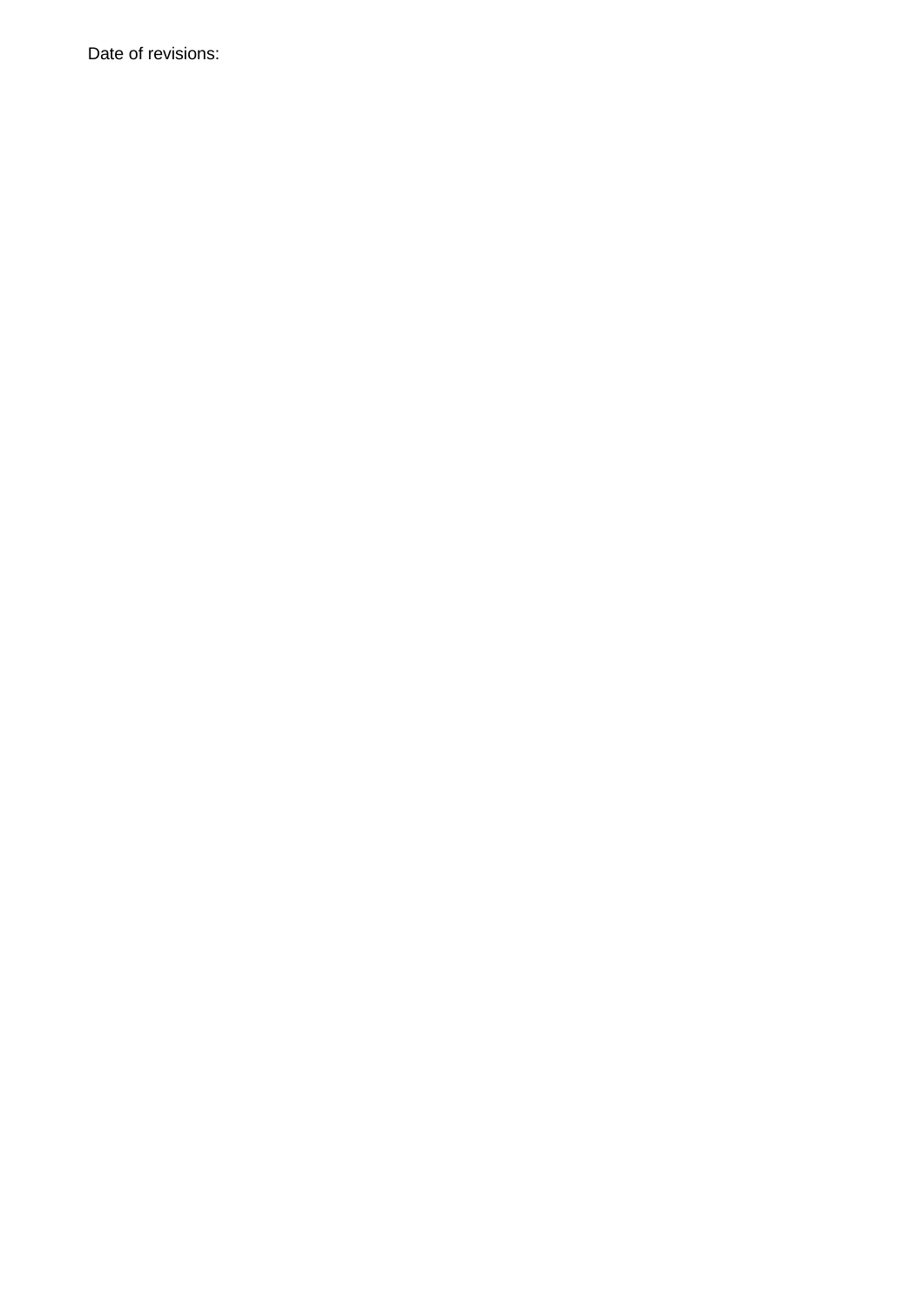Date of revisions: